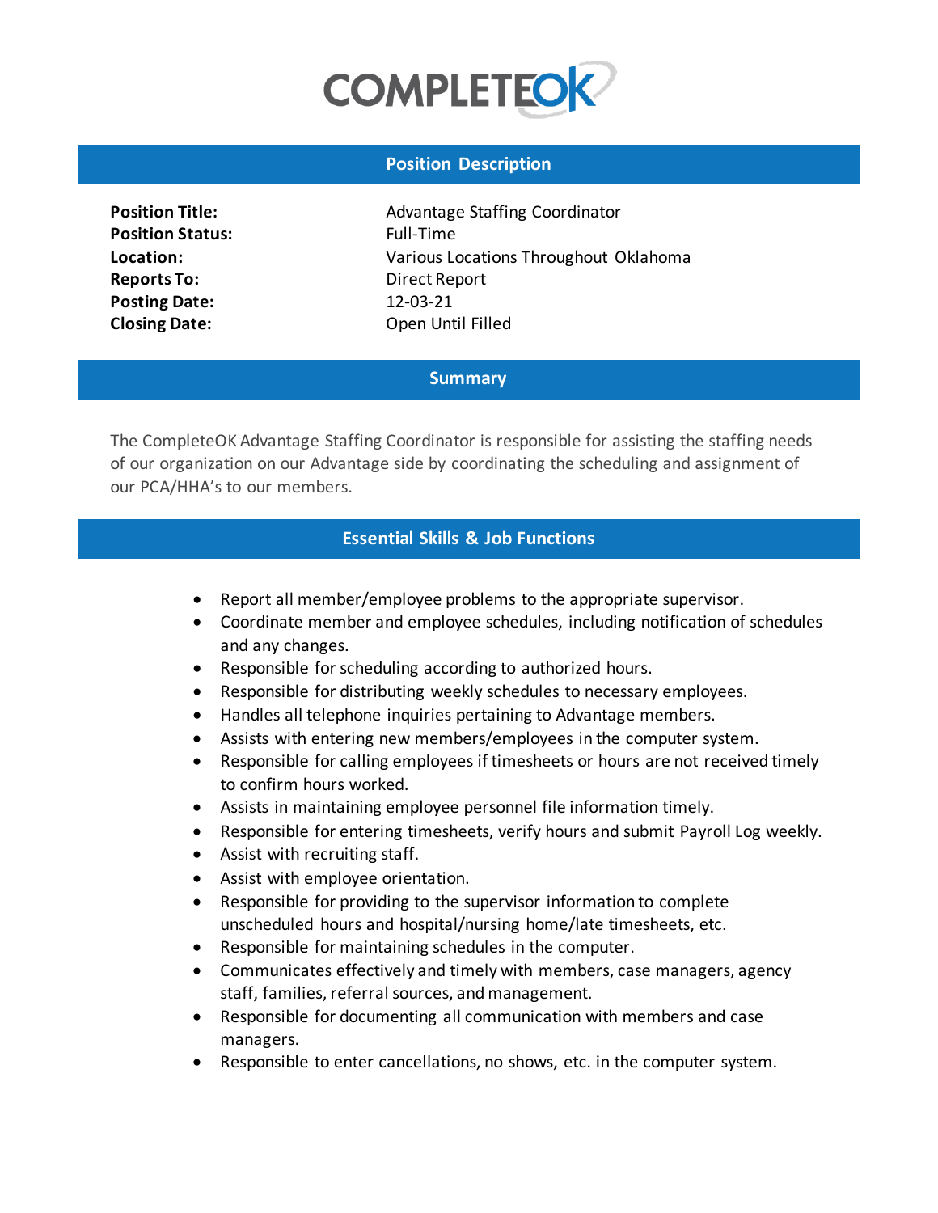# COMPLETEOK

## Position Description

**Position Title:** Advantage Staffing Coordinator
**Position Status:** Full-Time
**Location:** Various Locations Throughout Oklahoma
**Reports To:** Direct Report
**Posting Date:** 12-03-21
**Closing Date:** Open Until Filled

## Summary

The CompleteOK Advantage Staffing Coordinator is responsible for assisting the staffing needs of our organization on our Advantage side by coordinating the scheduling and assignment of our PCA/HHA's to our members.

## Essential Skills & Job Functions

- Report all member/employee problems to the appropriate supervisor.
- Coordinate member and employee schedules, including notification of schedules and any changes.
- Responsible for scheduling according to authorized hours.
- Responsible for distributing weekly schedules to necessary employees.
- Handles all telephone inquiries pertaining to Advantage members.
- Assists with entering new members/employees in the computer system.
- Responsible for calling employees if timesheets or hours are not received timely to confirm hours worked.
- Assists in maintaining employee personnel file information timely.
- Responsible for entering timesheets, verify hours and submit Payroll Log weekly.
- Assist with recruiting staff.
- Assist with employee orientation.
- Responsible for providing to the supervisor information to complete unscheduled hours and hospital/nursing home/late timesheets, etc.
- Responsible for maintaining schedules in the computer.
- Communicates effectively and timely with members, case managers, agency staff, families, referral sources, and management.
- Responsible for documenting all communication with members and case managers.
- Responsible to enter cancellations, no shows, etc. in the computer system.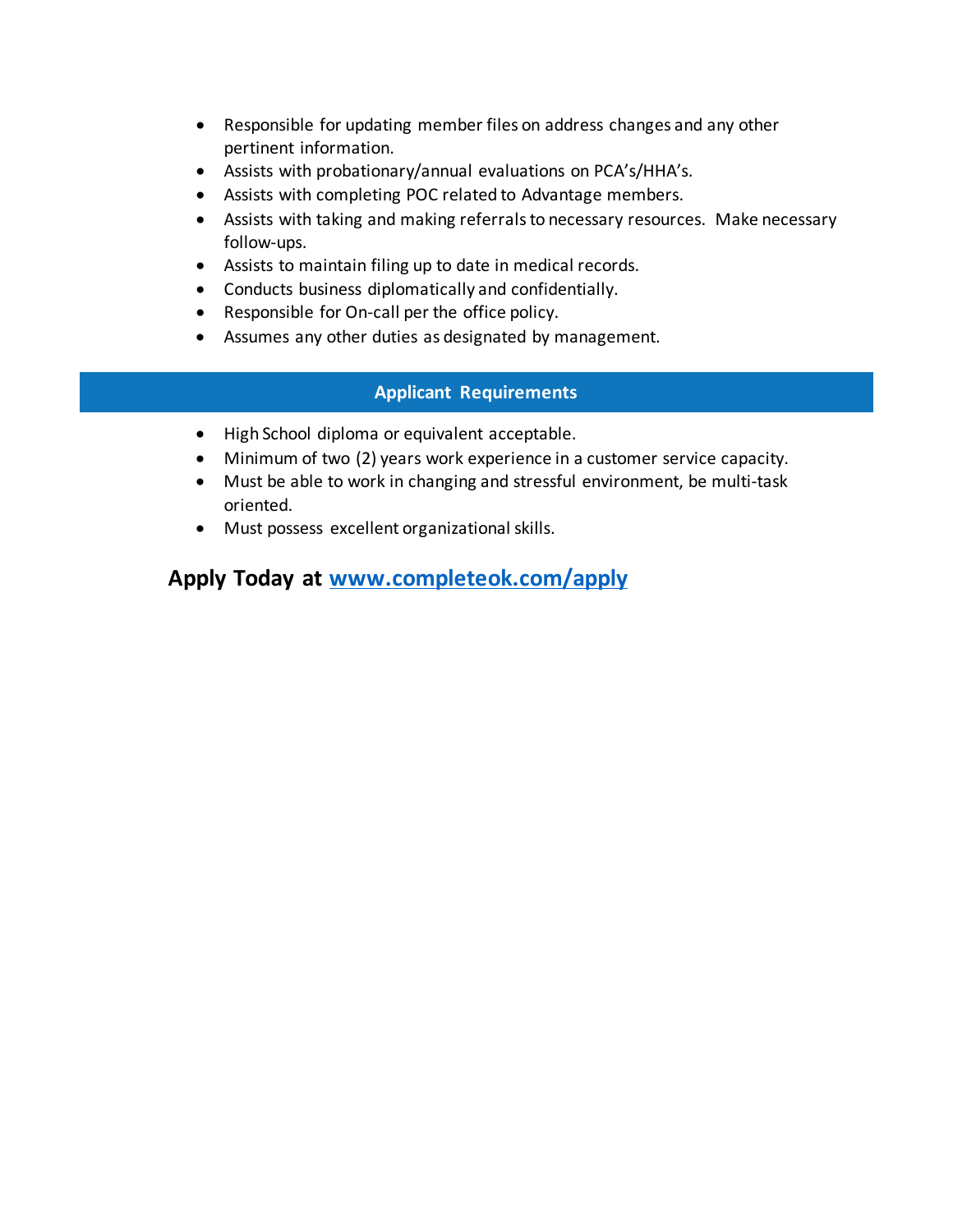- Responsible for updating member files on address changes and any other pertinent information.
- Assists with probationary/annual evaluations on PCA's/HHA's.
- Assists with completing POC related to Advantage members.
- Assists with taking and making referrals to necessary resources. Make necessary follow-ups.
- Assists to maintain filing up to date in medical records.
- Conducts business diplomatically and confidentially.
- Responsible for On-call per the office policy.
- Assumes any other duties as designated by management.

## Applicant Requirements

- High School diploma or equivalent acceptable.
- Minimum of two (2) years work experience in a customer service capacity.
- Must be able to work in changing and stressful environment, be multi-task oriented.
- Must possess excellent organizational skills.

**Apply Today at [www.completeok.com/apply](www.completeok.com/apply)**